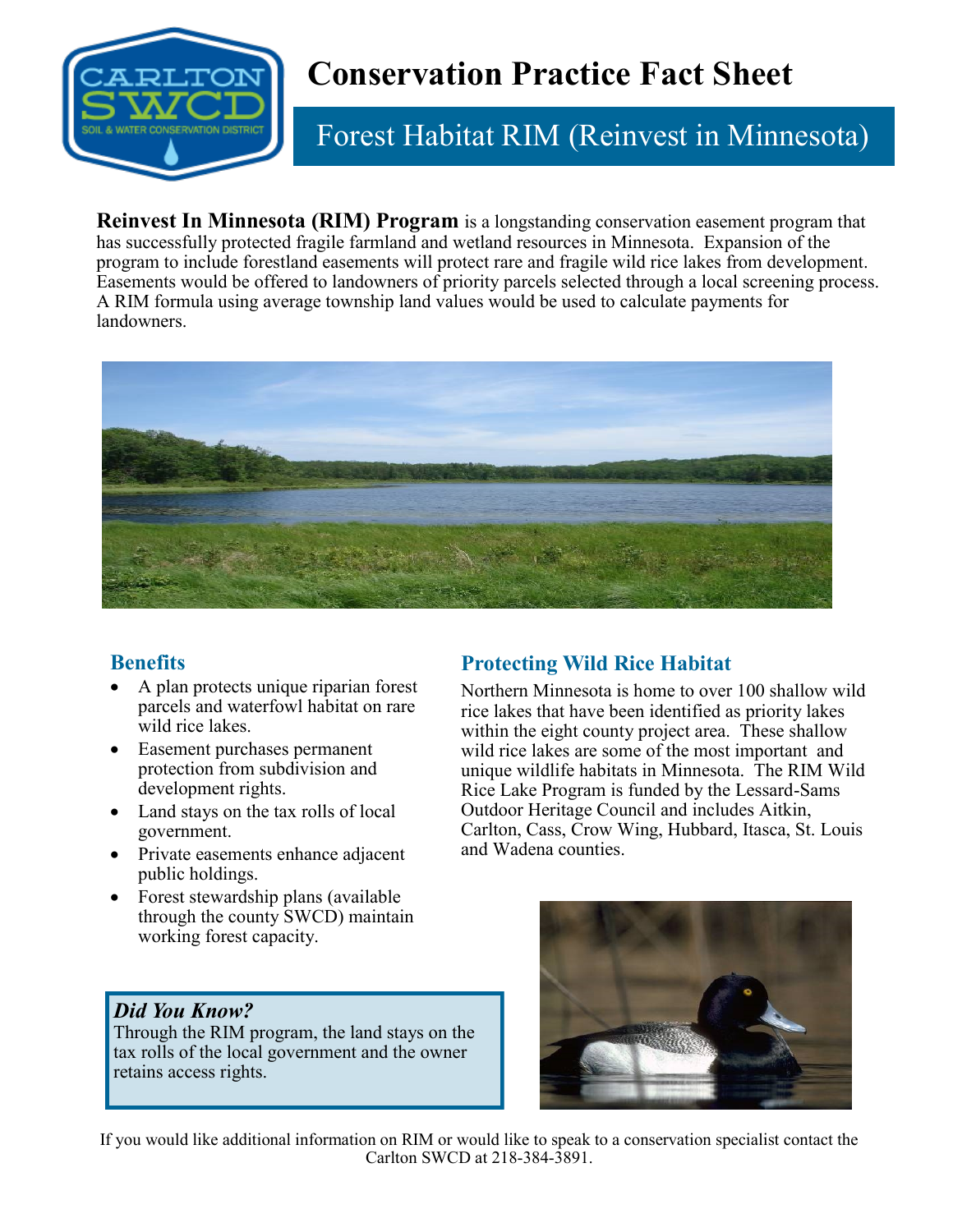# Conservation Practice Fact Sheet

## Forest Habitat RIM (Reinvest in Minnesota)

**Reinvest In Minnesota (RIM) Program** is a longstanding conservation easement program that has successfully protected fragile farmland and wetland resources in Minnesota. Expansion of the program to include forestland easements will protect rare and fragile wild rice lakes from development. Easements would be offered to landowners of priority parcels selected through a local screening process. A RIM formula using average township land values would be used to calculate payments for landowners.

### Benefits

- A plan protects unique riparian forest parcels and waterfowl habitat on rare wild rice lakes.
- Easement purchases permanent protection from subdivision and development rights.
- Land stays on the tax rolls of local government.
- Private easements enhance adjacent public holdings.
- Forest stewardship plans (available through the county SWCD) maintain working forest capacity.

### Protecting Wild Rice Habitat

Northern Minnesota is home to over 100 shallow wild rice lakes that have been identified as priority lakes within the eight county project area. These shallow wild rice lakes are some of the most important and unique wildlife habitats in Minnesota. The RIM Wild Rice Lake Program is funded by the Lessard-Sams Outdoor Heritage Council and includes Aitkin, Carlton, Cass, Crow Wing, Hubbard, Itasca, St. Louis and Wadena counties.

***Did You Know?***

Through the RIM program, the land stays on the tax rolls of the local government and the owner retains access rights.

If you would like additional information on RIM or would like to speak to a conservation specialist contact the Carlton SWCD at 218-384-3891.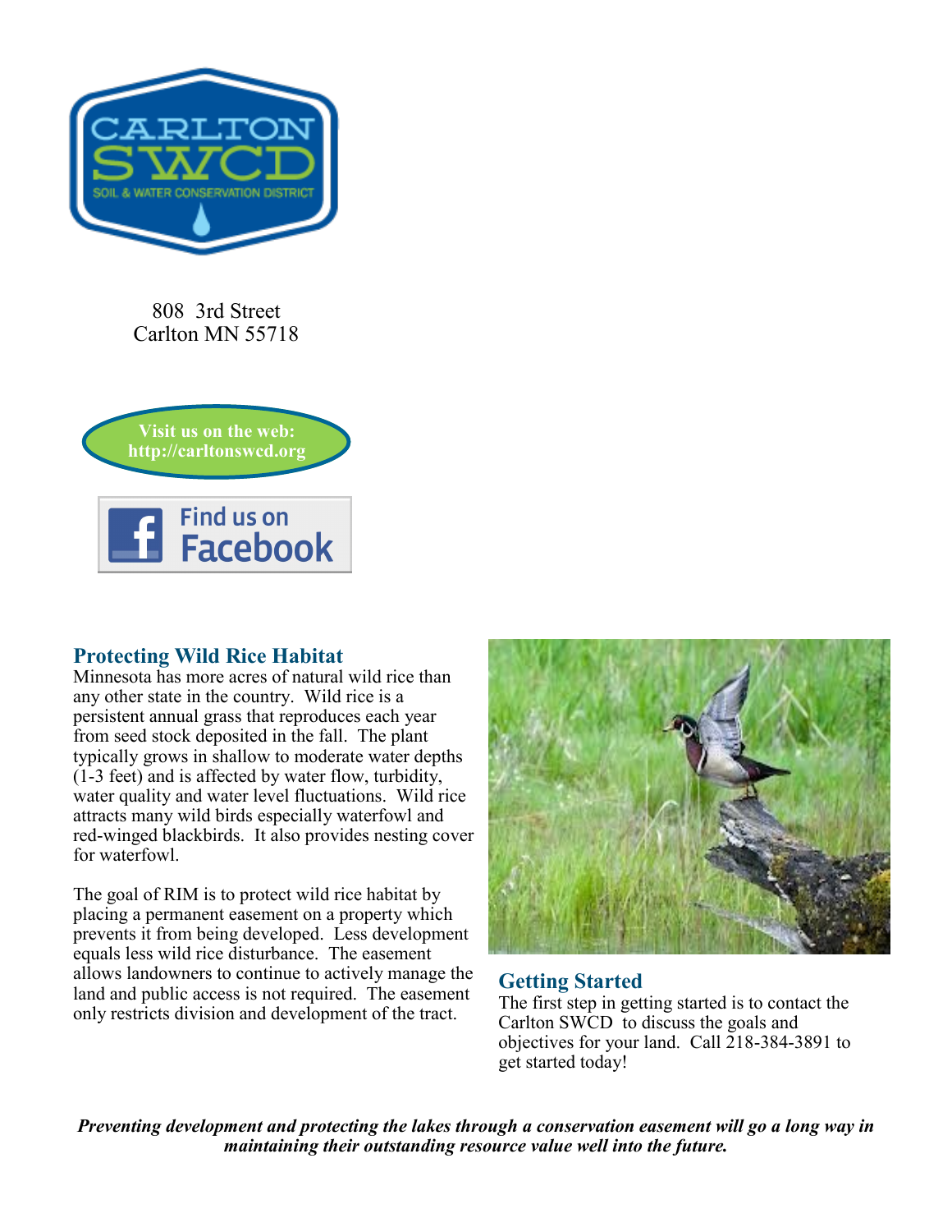808 3rd Street
Carlton MN 55718

Visit us on the web:
http://carltonswcd.org

Find us on Facebook

## Protecting Wild Rice Habitat

Minnesota has more acres of natural wild rice than any other state in the country. Wild rice is a persistent annual grass that reproduces each year from seed stock deposited in the fall. The plant typically grows in shallow to moderate water depths (1-3 feet) and is affected by water flow, turbidity, water quality and water level fluctuations. Wild rice attracts many wild birds especially waterfowl and red-winged blackbirds. It also provides nesting cover for waterfowl.

The goal of RIM is to protect wild rice habitat by placing a permanent easement on a property which prevents it from being developed. Less development equals less wild rice disturbance. The easement allows landowners to continue to actively manage the land and public access is not required. The easement only restricts division and development of the tract.

## Getting Started

The first step in getting started is to contact the Carlton SWCD to discuss the goals and objectives for your land. Call 218-384-3891 to get started today!

***Preventing development and protecting the lakes through a conservation easement will go a long way in maintaining their outstanding resource value well into the future.***